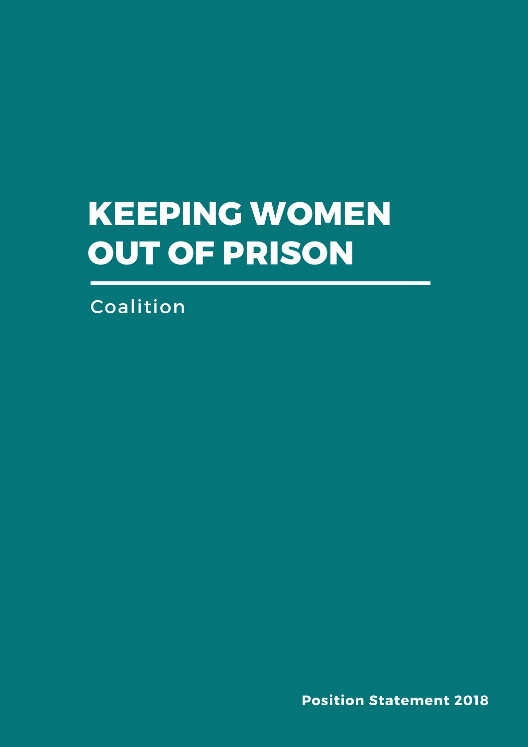# KEEPING WOMEN OUT OF PRISON

Coalition

**Position Statement 2018**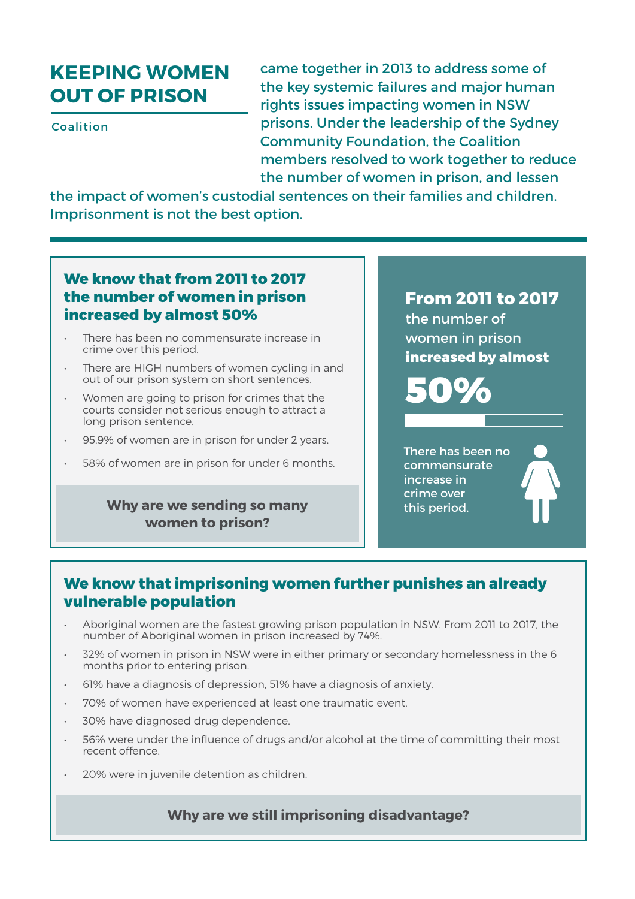# KEEPING WOMEN OUT OF PRISON

Coalition

came together in 2013 to address some of the key systemic failures and major human rights issues impacting women in NSW prisons. Under the leadership of the Sydney Community Foundation, the Coalition members resolved to work together to reduce the number of women in prison, and lessen the impact of women's custodial sentences on their families and children. Imprisonment is not the best option.

## We know that from 2011 to 2017 the number of women in prison increased by almost 50%

- There has been no commensurate increase in crime over this period.
- There are HIGH numbers of women cycling in and out of our prison system on short sentences.
- Women are going to prison for crimes that the courts consider not serious enough to attract a long prison sentence.
- 95.9% of women are in prison for under 2 years.
- 58% of women are in prison for under 6 months.

**Why are we sending so many women to prison?**

**From 2011 to 2017** the number of women in prison **increased by almost**

**50%**

There has been no commensurate increase in crime over this period.

## We know that imprisoning women further punishes an already vulnerable population

- Aboriginal women are the fastest growing prison population in NSW. From 2011 to 2017, the number of Aboriginal women in prison increased by 74%.
- 32% of women in prison in NSW were in either primary or secondary homelessness in the 6 months prior to entering prison.
- 61% have a diagnosis of depression, 51% have a diagnosis of anxiety.
- 70% of women have experienced at least one traumatic event.
- 30% have diagnosed drug dependence.
- 56% were under the influence of drugs and/or alcohol at the time of committing their most recent offence.
- 20% were in juvenile detention as children.

**Why are we still imprisoning disadvantage?**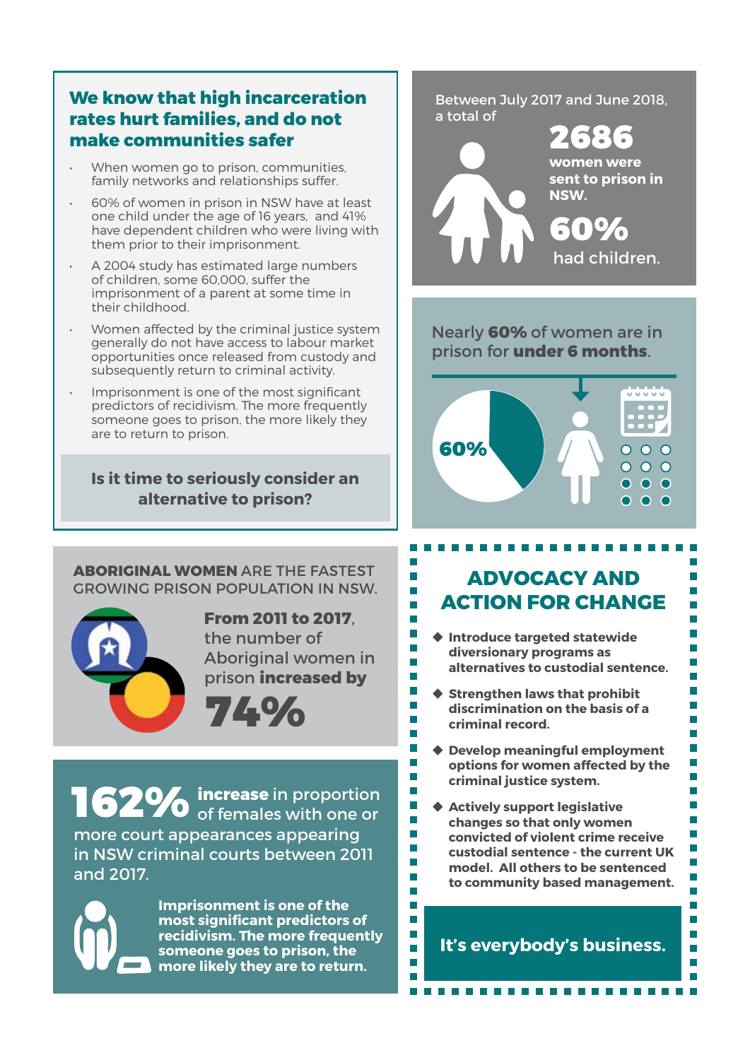## We know that high incarceration rates hurt families, and do not make communities safer

- When women go to prison, communities, family networks and relationships suffer.
- 60% of women in prison in NSW have at least one child under the age of 16 years, and 41% have dependent children who were living with them prior to their imprisonment.
- A 2004 study has estimated large numbers of children, some 60,000, suffer the imprisonment of a parent at some time in their childhood.
- Women affected by the criminal justice system generally do not have access to labour market opportunities once released from custody and subsequently return to criminal activity.
- Imprisonment is one of the most significant predictors of recidivism. The more frequently someone goes to prison, the more likely they are to return to prison.

**Is it time to seriously consider an alternative to prison?**

Between July 2017 and June 2018, a total of

**2686**

**women were sent to prison in NSW.**

**60%**

had children.

Nearly **60%** of women are in prison for **under 6 months**.

**60%**

**ABORIGINAL WOMEN** ARE THE FASTEST GROWING PRISON POPULATION IN NSW.

**From 2011 to 2017**, the number of Aboriginal women in prison **increased by**

**74%**

**162% increase** in proportion of females with one or more court appearances appearing in NSW criminal courts between 2011 and 2017.

**Imprisonment is one of the most significant predictors of recidivism. The more frequently someone goes to prison, the more likely they are to return.**

## ADVOCACY AND ACTION FOR CHANGE

- **Introduce targeted statewide diversionary programs as alternatives to custodial sentence.**
- **Strengthen laws that prohibit discrimination on the basis of a criminal record.**
- **Develop meaningful employment options for women affected by the criminal justice system.**
- **Actively support legislative changes so that only women convicted of violent crime receive custodial sentence - the current UK model. All others to be sentenced to community based management.**

**It's everybody's business.**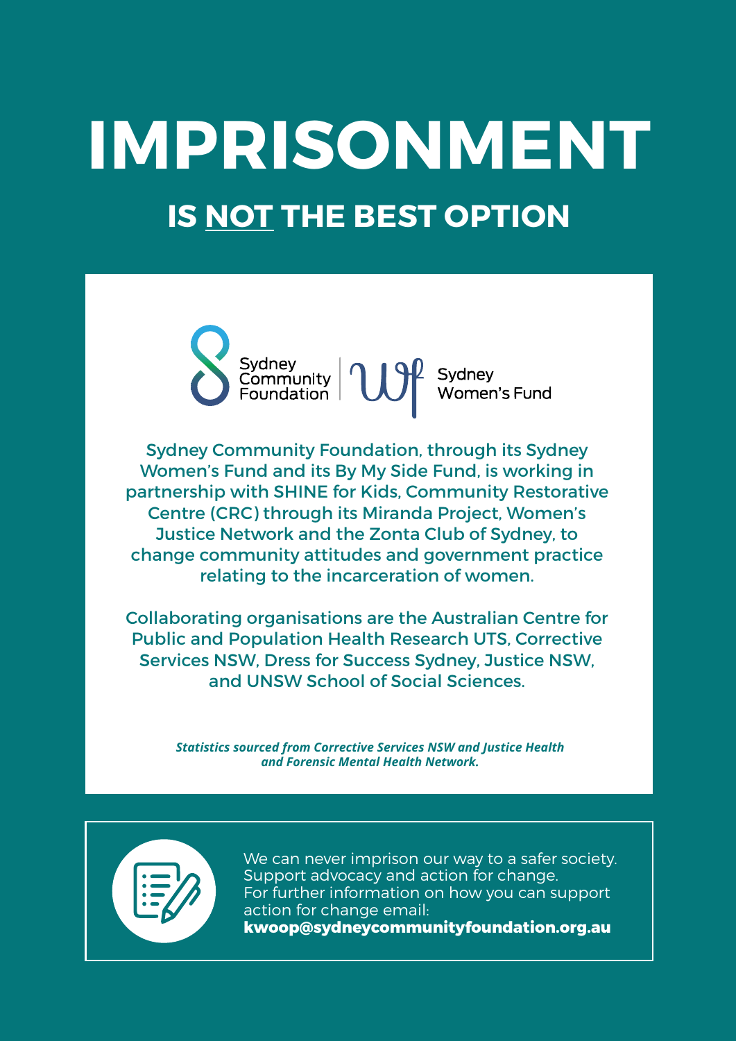# IMPRISONMENT

## IS NOT THE BEST OPTION

Sydney Community Foundation | Sydney Women's Fund

Sydney Community Foundation, through its Sydney Women's Fund and its By My Side Fund, is working in partnership with SHINE for Kids, Community Restorative Centre (CRC) through its Miranda Project, Women's Justice Network and the Zonta Club of Sydney, to change community attitudes and government practice relating to the incarceration of women.

Collaborating organisations are the Australian Centre for Public and Population Health Research UTS, Corrective Services NSW, Dress for Success Sydney, Justice NSW, and UNSW School of Social Sciences.

***Statistics sourced from Corrective Services NSW and Justice Health and Forensic Mental Health Network.***

We can never imprison our way to a safer society.
Support advocacy and action for change.
For further information on how you can support action for change email:
**kwoop@sydneycommunityfoundation.org.au**